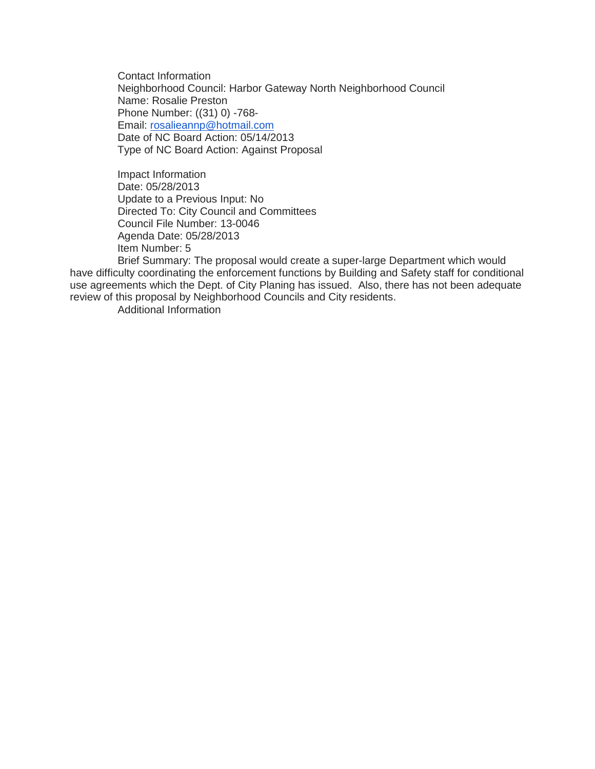Contact Information
Neighborhood Council: Harbor Gateway North Neighborhood Council
Name: Rosalie Preston
Phone Number: ((31) 0) -768-
Email: rosalieannp@hotmail.com
Date of NC Board Action: 05/14/2013
Type of NC Board Action: Against Proposal

Impact Information
Date: 05/28/2013
Update to a Previous Input: No
Directed To: City Council and Committees
Council File Number: 13-0046
Agenda Date: 05/28/2013
Item Number: 5
Brief Summary: The proposal would create a super-large Department which would have difficulty coordinating the enforcement functions by Building and Safety staff for conditional use agreements which the Dept. of City Planing has issued. Also, there has not been adequate review of this proposal by Neighborhood Councils and City residents.
Additional Information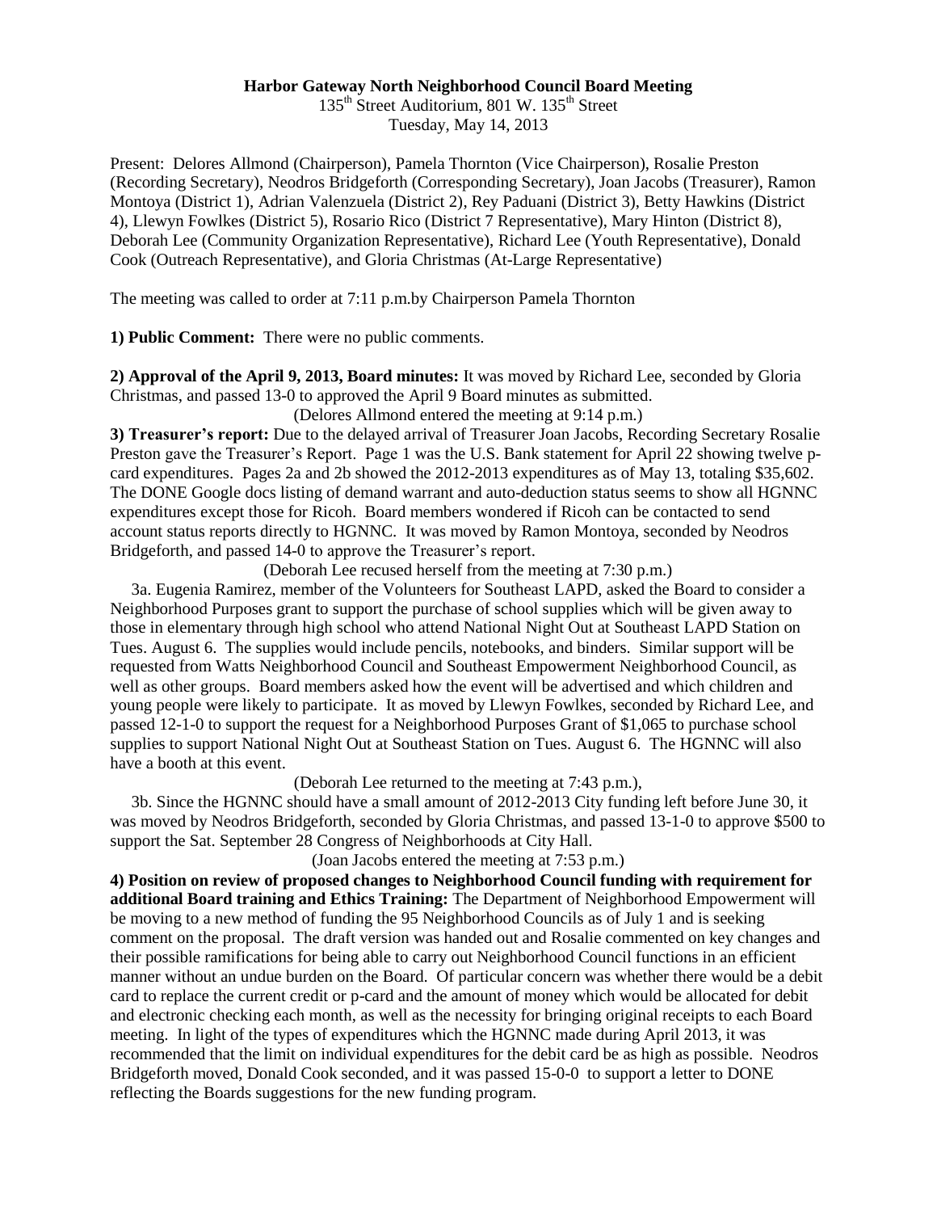**Harbor Gateway North Neighborhood Council Board Meeting**

135th Street Auditorium, 801 W. 135th Street

Tuesday, May 14, 2013

Present: Delores Allmond (Chairperson), Pamela Thornton (Vice Chairperson), Rosalie Preston (Recording Secretary), Neodros Bridgeforth (Corresponding Secretary), Joan Jacobs (Treasurer), Ramon Montoya (District 1), Adrian Valenzuela (District 2), Rey Paduani (District 3), Betty Hawkins (District 4), Llewyn Fowlkes (District 5), Rosario Rico (District 7 Representative), Mary Hinton (District 8), Deborah Lee (Community Organization Representative), Richard Lee (Youth Representative), Donald Cook (Outreach Representative), and Gloria Christmas (At-Large Representative)

The meeting was called to order at 7:11 p.m.by Chairperson Pamela Thornton

**1) Public Comment:** There were no public comments.

**2) Approval of the April 9, 2013, Board minutes:** It was moved by Richard Lee, seconded by Gloria Christmas, and passed 13-0 to approved the April 9 Board minutes as submitted.

(Delores Allmond entered the meeting at 9:14 p.m.)

**3) Treasurer's report:** Due to the delayed arrival of Treasurer Joan Jacobs, Recording Secretary Rosalie Preston gave the Treasurer's Report. Page 1 was the U.S. Bank statement for April 22 showing twelve p-card expenditures. Pages 2a and 2b showed the 2012-2013 expenditures as of May 13, totaling $35,602. The DONE Google docs listing of demand warrant and auto-deduction status seems to show all HGNNC expenditures except those for Ricoh. Board members wondered if Ricoh can be contacted to send account status reports directly to HGNNC. It was moved by Ramon Montoya, seconded by Neodros Bridgeforth, and passed 14-0 to approve the Treasurer's report.

(Deborah Lee recused herself from the meeting at 7:30 p.m.)

3a. Eugenia Ramirez, member of the Volunteers for Southeast LAPD, asked the Board to consider a Neighborhood Purposes grant to support the purchase of school supplies which will be given away to those in elementary through high school who attend National Night Out at Southeast LAPD Station on Tues. August 6. The supplies would include pencils, notebooks, and binders. Similar support will be requested from Watts Neighborhood Council and Southeast Empowerment Neighborhood Council, as well as other groups. Board members asked how the event will be advertised and which children and young people were likely to participate. It as moved by Llewyn Fowlkes, seconded by Richard Lee, and passed 12-1-0 to support the request for a Neighborhood Purposes Grant of $1,065 to purchase school supplies to support National Night Out at Southeast Station on Tues. August 6. The HGNNC will also have a booth at this event.

(Deborah Lee returned to the meeting at 7:43 p.m.),

3b. Since the HGNNC should have a small amount of 2012-2013 City funding left before June 30, it was moved by Neodros Bridgeforth, seconded by Gloria Christmas, and passed 13-1-0 to approve $500 to support the Sat. September 28 Congress of Neighborhoods at City Hall.

(Joan Jacobs entered the meeting at 7:53 p.m.)

**4) Position on review of proposed changes to Neighborhood Council funding with requirement for additional Board training and Ethics Training:** The Department of Neighborhood Empowerment will be moving to a new method of funding the 95 Neighborhood Councils as of July 1 and is seeking comment on the proposal. The draft version was handed out and Rosalie commented on key changes and their possible ramifications for being able to carry out Neighborhood Council functions in an efficient manner without an undue burden on the Board. Of particular concern was whether there would be a debit card to replace the current credit or p-card and the amount of money which would be allocated for debit and electronic checking each month, as well as the necessity for bringing original receipts to each Board meeting. In light of the types of expenditures which the HGNNC made during April 2013, it was recommended that the limit on individual expenditures for the debit card be as high as possible. Neodros Bridgeforth moved, Donald Cook seconded, and it was passed 15-0-0 to support a letter to DONE reflecting the Boards suggestions for the new funding program.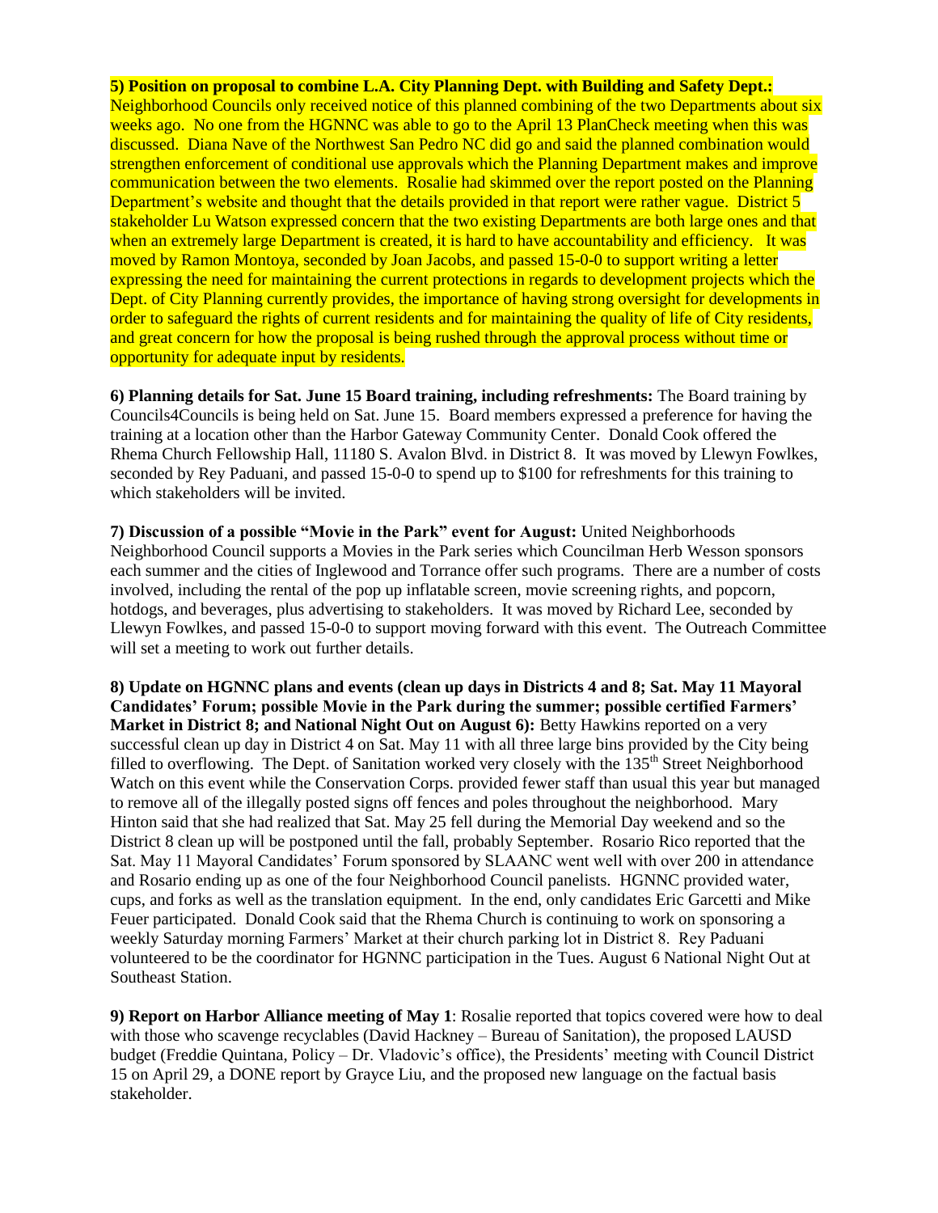**5) Position on proposal to combine L.A. City Planning Dept. with Building and Safety Dept.:** Neighborhood Councils only received notice of this planned combining of the two Departments about six weeks ago. No one from the HGNNC was able to go to the April 13 PlanCheck meeting when this was discussed. Diana Nave of the Northwest San Pedro NC did go and said the planned combination would strengthen enforcement of conditional use approvals which the Planning Department makes and improve communication between the two elements. Rosalie had skimmed over the report posted on the Planning Department's website and thought that the details provided in that report were rather vague. District 5 stakeholder Lu Watson expressed concern that the two existing Departments are both large ones and that when an extremely large Department is created, it is hard to have accountability and efficiency. It was moved by Ramon Montoya, seconded by Joan Jacobs, and passed 15-0-0 to support writing a letter expressing the need for maintaining the current protections in regards to development projects which the Dept. of City Planning currently provides, the importance of having strong oversight for developments in order to safeguard the rights of current residents and for maintaining the quality of life of City residents, and great concern for how the proposal is being rushed through the approval process without time or opportunity for adequate input by residents.

**6) Planning details for Sat. June 15 Board training, including refreshments:** The Board training by Councils4Councils is being held on Sat. June 15. Board members expressed a preference for having the training at a location other than the Harbor Gateway Community Center. Donald Cook offered the Rhema Church Fellowship Hall, 11180 S. Avalon Blvd. in District 8. It was moved by Llewyn Fowlkes, seconded by Rey Paduani, and passed 15-0-0 to spend up to $100 for refreshments for this training to which stakeholders will be invited.

**7) Discussion of a possible "Movie in the Park" event for August:** United Neighborhoods Neighborhood Council supports a Movies in the Park series which Councilman Herb Wesson sponsors each summer and the cities of Inglewood and Torrance offer such programs. There are a number of costs involved, including the rental of the pop up inflatable screen, movie screening rights, and popcorn, hotdogs, and beverages, plus advertising to stakeholders. It was moved by Richard Lee, seconded by Llewyn Fowlkes, and passed 15-0-0 to support moving forward with this event. The Outreach Committee will set a meeting to work out further details.

**8) Update on HGNNC plans and events (clean up days in Districts 4 and 8; Sat. May 11 Mayoral Candidates' Forum; possible Movie in the Park during the summer; possible certified Farmers' Market in District 8; and National Night Out on August 6):** Betty Hawkins reported on a very successful clean up day in District 4 on Sat. May 11 with all three large bins provided by the City being filled to overflowing. The Dept. of Sanitation worked very closely with the 135th Street Neighborhood Watch on this event while the Conservation Corps. provided fewer staff than usual this year but managed to remove all of the illegally posted signs off fences and poles throughout the neighborhood. Mary Hinton said that she had realized that Sat. May 25 fell during the Memorial Day weekend and so the District 8 clean up will be postponed until the fall, probably September. Rosario Rico reported that the Sat. May 11 Mayoral Candidates' Forum sponsored by SLAANC went well with over 200 in attendance and Rosario ending up as one of the four Neighborhood Council panelists. HGNNC provided water, cups, and forks as well as the translation equipment. In the end, only candidates Eric Garcetti and Mike Feuer participated. Donald Cook said that the Rhema Church is continuing to work on sponsoring a weekly Saturday morning Farmers' Market at their church parking lot in District 8. Rey Paduani volunteered to be the coordinator for HGNNC participation in the Tues. August 6 National Night Out at Southeast Station.

**9) Report on Harbor Alliance meeting of May 1**: Rosalie reported that topics covered were how to deal with those who scavenge recyclables (David Hackney – Bureau of Sanitation), the proposed LAUSD budget (Freddie Quintana, Policy – Dr. Vladovic's office), the Presidents' meeting with Council District 15 on April 29, a DONE report by Grayce Liu, and the proposed new language on the factual basis stakeholder.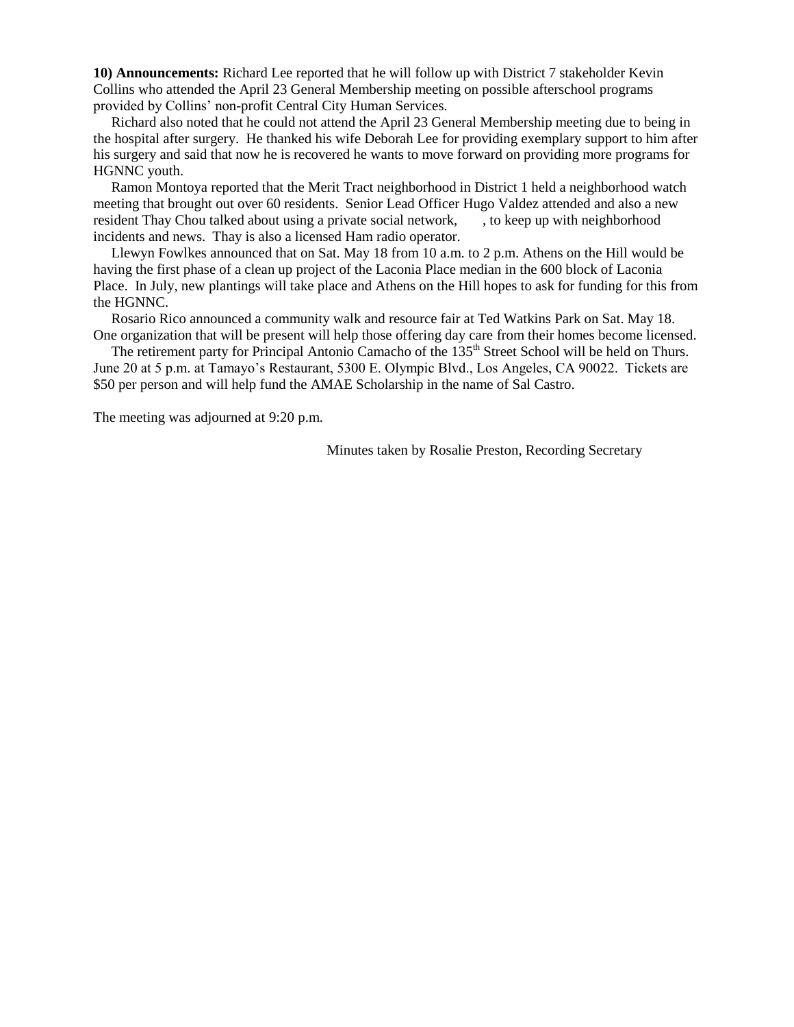**10) Announcements:** Richard Lee reported that he will follow up with District 7 stakeholder Kevin Collins who attended the April 23 General Membership meeting on possible afterschool programs provided by Collins' non-profit Central City Human Services.

Richard also noted that he could not attend the April 23 General Membership meeting due to being in the hospital after surgery. He thanked his wife Deborah Lee for providing exemplary support to him after his surgery and said that now he is recovered he wants to move forward on providing more programs for HGNNC youth.

Ramon Montoya reported that the Merit Tract neighborhood in District 1 held a neighborhood watch meeting that brought out over 60 residents. Senior Lead Officer Hugo Valdez attended and also a new resident Thay Chou talked about using a private social network, , to keep up with neighborhood incidents and news. Thay is also a licensed Ham radio operator.

Llewyn Fowlkes announced that on Sat. May 18 from 10 a.m. to 2 p.m. Athens on the Hill would be having the first phase of a clean up project of the Laconia Place median in the 600 block of Laconia Place. In July, new plantings will take place and Athens on the Hill hopes to ask for funding for this from the HGNNC.

Rosario Rico announced a community walk and resource fair at Ted Watkins Park on Sat. May 18. One organization that will be present will help those offering day care from their homes become licensed.

The retirement party for Principal Antonio Camacho of the 135th Street School will be held on Thurs. June 20 at 5 p.m. at Tamayo's Restaurant, 5300 E. Olympic Blvd., Los Angeles, CA 90022. Tickets are $50 per person and will help fund the AMAE Scholarship in the name of Sal Castro.

The meeting was adjourned at 9:20 p.m.

Minutes taken by Rosalie Preston, Recording Secretary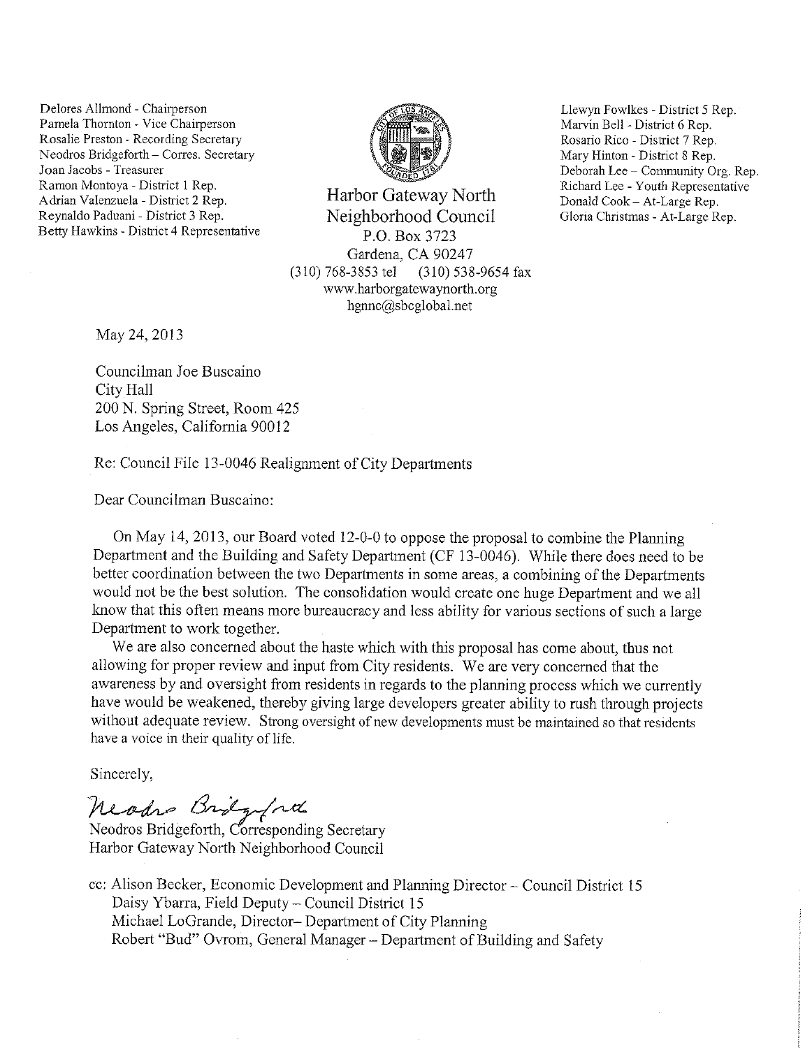Delores Allmond - Chairperson
Pamela Thornton - Vice Chairperson
Rosalie Preston - Recording Secretary
Neodros Bridgeforth – Corres. Secretary
Joan Jacobs - Treasurer
Ramon Montoya - District 1 Rep.
Adrian Valenzuela - District 2 Rep.
Reynaldo Paduani - District 3 Rep.
Betty Hawkins - District 4 Representative

Harbor Gateway North
Neighborhood Council
P.O. Box 3723
Gardena, CA 90247
(310) 768-3853 tel (310) 538-9654 fax
www.harborgatewaynorth.org
hgnnc@sbcglobal.net

Llewyn Fowlkes - District 5 Rep.
Marvin Bell - District 6 Rep.
Rosario Rico - District 7 Rep.
Mary Hinton - District 8 Rep.
Deborah Lee – Community Org. Rep.
Richard Lee - Youth Representative
Donald Cook – At-Large Rep.
Gloria Christmas - At-Large Rep.

May 24, 2013

Councilman Joe Buscaino
City Hall
200 N. Spring Street, Room 425
Los Angeles, California 90012

Re: Council File 13-0046 Realignment of City Departments

Dear Councilman Buscaino:

On May 14, 2013, our Board voted 12-0-0 to oppose the proposal to combine the Planning Department and the Building and Safety Department (CF 13-0046). While there does need to be better coordination between the two Departments in some areas, a combining of the Departments would not be the best solution. The consolidation would create one huge Department and we all know that this often means more bureaucracy and less ability for various sections of such a large Department to work together.

We are also concerned about the haste which with this proposal has come about, thus not allowing for proper review and input from City residents. We are very concerned that the awareness by and oversight from residents in regards to the planning process which we currently have would be weakened, thereby giving large developers greater ability to rush through projects without adequate review. Strong oversight of new developments must be maintained so that residents have a voice in their quality of life.

Sincerely,

Neodros Bridgeforth

Neodros Bridgeforth, Corresponding Secretary
Harbor Gateway North Neighborhood Council

cc: Alison Becker, Economic Development and Planning Director – Council District 15
Daisy Ybarra, Field Deputy – Council District 15
Michael LoGrande, Director– Department of City Planning
Robert "Bud" Ovrom, General Manager – Department of Building and Safety